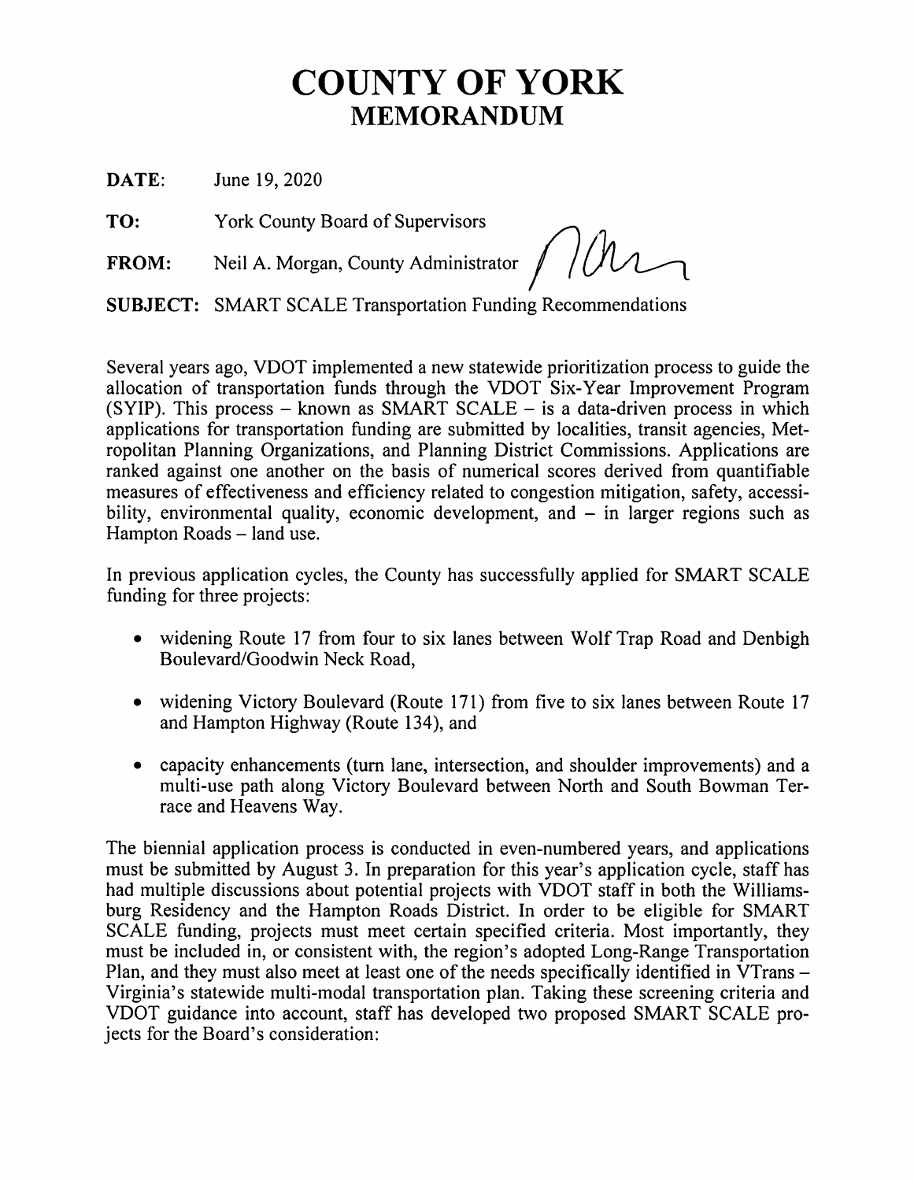# COUNTY OF YORK

## MEMORANDUM

**DATE:** June 19, 2020

**TO:** York County Board of Supervisors

**FROM:** Neil A. Morgan, County Administrator

**SUBJECT:** SMART SCALE Transportation Funding Recommendations

Several years ago, VDOT implemented a new statewide prioritization process to guide the allocation of transportation funds through the VDOT Six-Year Improvement Program (SYIP). This process – known as SMART SCALE – is a data-driven process in which applications for transportation funding are submitted by localities, transit agencies, Metropolitan Planning Organizations, and Planning District Commissions. Applications are ranked against one another on the basis of numerical scores derived from quantifiable measures of effectiveness and efficiency related to congestion mitigation, safety, accessibility, environmental quality, economic development, and – in larger regions such as Hampton Roads – land use.

In previous application cycles, the County has successfully applied for SMART SCALE funding for three projects:

- widening Route 17 from four to six lanes between Wolf Trap Road and Denbigh Boulevard/Goodwin Neck Road,
- widening Victory Boulevard (Route 171) from five to six lanes between Route 17 and Hampton Highway (Route 134), and
- capacity enhancements (turn lane, intersection, and shoulder improvements) and a multi-use path along Victory Boulevard between North and South Bowman Terrace and Heavens Way.

The biennial application process is conducted in even-numbered years, and applications must be submitted by August 3. In preparation for this year's application cycle, staff has had multiple discussions about potential projects with VDOT staff in both the Williamsburg Residency and the Hampton Roads District. In order to be eligible for SMART SCALE funding, projects must meet certain specified criteria. Most importantly, they must be included in, or consistent with, the region's adopted Long-Range Transportation Plan, and they must also meet at least one of the needs specifically identified in VTrans – Virginia's statewide multi-modal transportation plan. Taking these screening criteria and VDOT guidance into account, staff has developed two proposed SMART SCALE projects for the Board's consideration: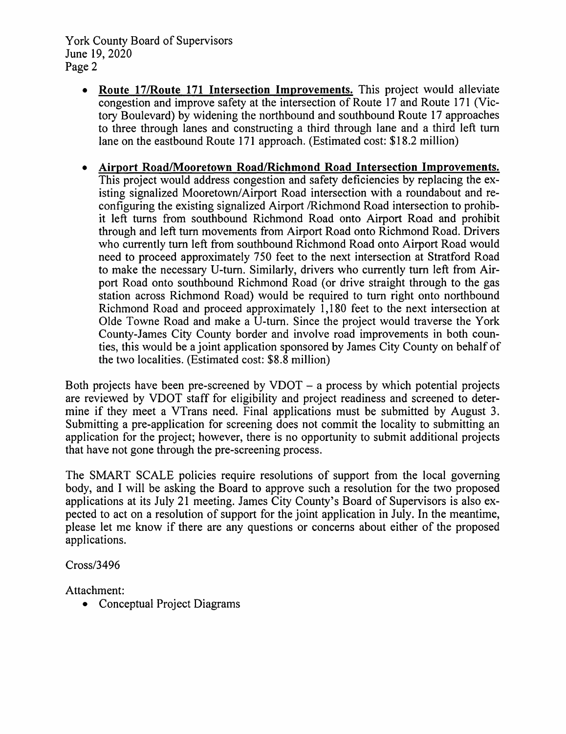- **Route 17/Route 171 Intersection Improvements.** This project would alleviate congestion and improve safety at the intersection of Route 17 and Route 171 (Victory Boulevard) by widening the northbound and southbound Route 17 approaches to three through lanes and constructing a third through lane and a third left turn lane on the eastbound Route 171 approach. (Estimated cost: $18.2 million)

- **Airport Road/Mooretown Road/Richmond Road Intersection Improvements.** This project would address congestion and safety deficiencies by replacing the existing signalized Mooretown/Airport Road intersection with a roundabout and reconfiguring the existing signalized Airport /Richmond Road intersection to prohibit left turns from southbound Richmond Road onto Airport Road and prohibit through and left turn movements from Airport Road onto Richmond Road. Drivers who currently turn left from southbound Richmond Road onto Airport Road would need to proceed approximately 750 feet to the next intersection at Stratford Road to make the necessary U-turn. Similarly, drivers who currently turn left from Airport Road onto southbound Richmond Road (or drive straight through to the gas station across Richmond Road) would be required to turn right onto northbound Richmond Road and proceed approximately 1,180 feet to the next intersection at Olde Towne Road and make a U-turn. Since the project would traverse the York County-James City County border and involve road improvements in both counties, this would be a joint application sponsored by James City County on behalf of the two localities. (Estimated cost: $8.8 million)

Both projects have been pre-screened by VDOT – a process by which potential projects are reviewed by VDOT staff for eligibility and project readiness and screened to determine if they meet a VTrans need. Final applications must be submitted by August 3. Submitting a pre-application for screening does not commit the locality to submitting an application for the project; however, there is no opportunity to submit additional projects that have not gone through the pre-screening process.

The SMART SCALE policies require resolutions of support from the local governing body, and I will be asking the Board to approve such a resolution for the two proposed applications at its July 21 meeting. James City County's Board of Supervisors is also expected to act on a resolution of support for the joint application in July. In the meantime, please let me know if there are any questions or concerns about either of the proposed applications.

Cross/3496

Attachment:

- Conceptual Project Diagrams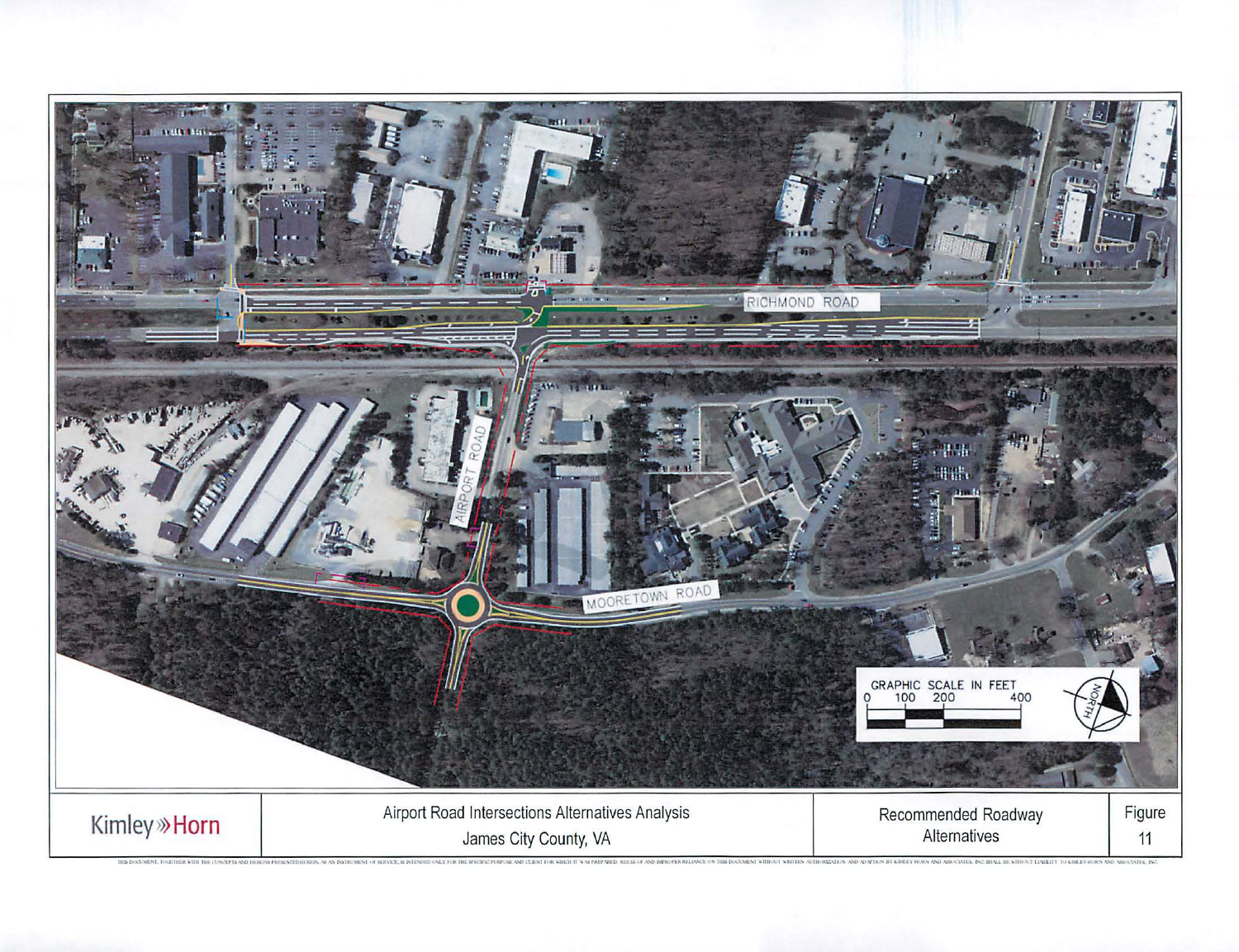RICHMOND ROAD

AIRPORT ROAD

MOORETOWN ROAD

GRAPHIC SCALE IN FEET

0 100 200 400

NORTH

| Kimley»Horn | Airport Road Intersections Alternatives Analysis<br>James City County, VA | Recommended Roadway Alternatives | Figure<br>11 |
| --- | --- | --- | --- |

THIS DOCUMENT, TOGETHER WITH THE CONCEPTS AND DESIGNS PRESENTED HEREIN, AS AN INSTRUMENT OF SERVICE, IS INTENDED ONLY FOR THE SPECIFIC PURPOSE AND CLIENT FOR WHICH IT WAS PREPARED. REUSE OF AND IMPROPER RELIANCE ON THIS DOCUMENT WITHOUT WRITTEN AUTHORIZATION AND ADAPTION BY KIMLEY-HORN AND ASSOCIATES, INC. SHALL BE WITHOUT LIABILITY TO KIMLEY-HORN AND ASSOCIATES, INC.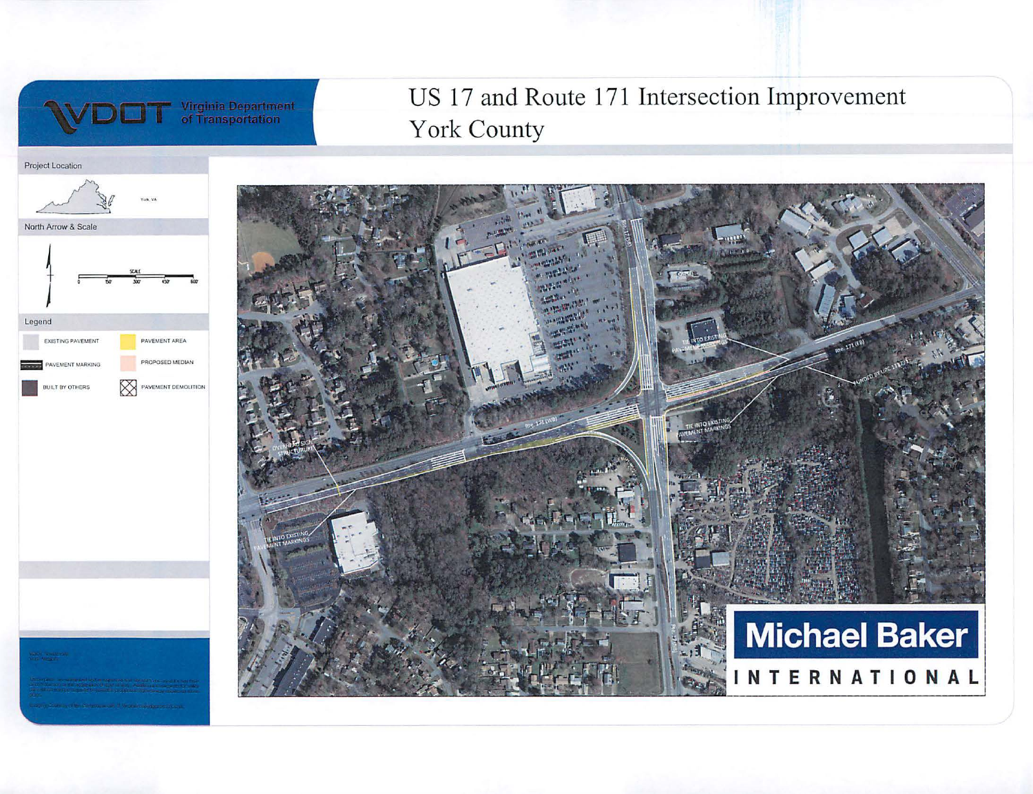# US 17 and Route 171 Intersection Improvement

# York County

VDOT Virginia Department of Transportation

Project Location

York, VA

North Arrow & Scale

SCALE

0 150' 300' 450' 600'

Legend

EXISTING PAVEMENT

PAVEMENT AREA

PAVEMENT MARKING

PROPOSED MEDIAN

BUILT BY OTHERS

PAVEMENT DEMOLITION

Rte. 17 (SB)

Rte. 171 (WB)

Rte. 171 (EB)

Rte. 17 (NB)

OVERHEAD SIGN STRUCTURE

TIE INTO EXISTING PAVEMENT MARKINGS

TIE INTO EXISTING PAVEMENT MARKINGS

TIE INTO EXISTING PAVEMENT MARKINGS

FUNDED BY UPC 11??77

Michael Baker

INTERNATIONAL